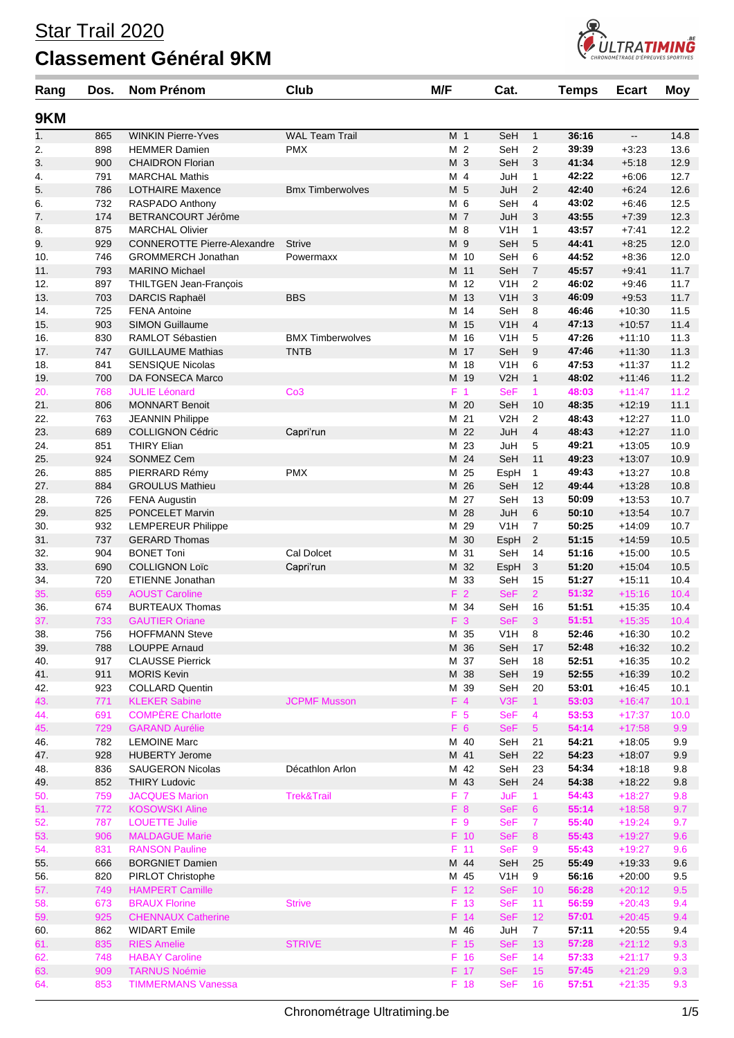# Star Trail 2020

# Classement Général 9KM

| Rang | Dos. | Nom Prénom | Club | M/F | | Cat. | | Temps | Ecart | Moy |
|---|---|---|---|---|---|---|---|---|---|---|
| **9KM** | | | | | | | | | | |
| 1. | 865 | WINKIN Pierre-Yves | WAL Team Trail | M | 1 | SeH | 1 | 36:16 | -- | 14.8 |
| 2. | 898 | HEMMER Damien | PMX | M | 2 | SeH | 2 | 39:39 | +3:23 | 13.6 |
| 3. | 900 | CHAIDRON Florian | | M | 3 | SeH | 3 | 41:34 | +5:18 | 12.9 |
| 4. | 791 | MARCHAL Mathis | | M | 4 | JuH | 1 | 42:22 | +6:06 | 12.7 |
| 5. | 786 | LOTHAIRE Maxence | Bmx Timberwolves | M | 5 | JuH | 2 | 42:40 | +6:24 | 12.6 |
| 6. | 732 | RASPADO Anthony | | M | 6 | SeH | 4 | 43:02 | +6:46 | 12.5 |
| 7. | 174 | BETRANCOURT Jérôme | | M | 7 | JuH | 3 | 43:55 | +7:39 | 12.3 |
| 8. | 875 | MARCHAL Olivier | | M | 8 | V1H | 1 | 43:57 | +7:41 | 12.2 |
| 9. | 929 | CONNEROTTE Pierre-Alexandre | Strive | M | 9 | SeH | 5 | 44:41 | +8:25 | 12.0 |
| 10. | 746 | GROMMERCH Jonathan | Powermaxx | M | 10 | SeH | 6 | 44:52 | +8:36 | 12.0 |
| 11. | 793 | MARINO Michael | | M | 11 | SeH | 7 | 45:57 | +9:41 | 11.7 |
| 12. | 897 | THILTGEN Jean-François | | M | 12 | V1H | 2 | 46:02 | +9:46 | 11.7 |
| 13. | 703 | DARCIS Raphaël | BBS | M | 13 | V1H | 3 | 46:09 | +9:53 | 11.7 |
| 14. | 725 | FENA Antoine | | M | 14 | SeH | 8 | 46:46 | +10:30 | 11.5 |
| 15. | 903 | SIMON Guillaume | | M | 15 | V1H | 4 | 47:13 | +10:57 | 11.4 |
| 16. | 830 | RAMLOT Sébastien | BMX Timberwolves | M | 16 | V1H | 5 | 47:26 | +11:10 | 11.3 |
| 17. | 747 | GUILLAUME Mathias | TNTB | M | 17 | SeH | 9 | 47:46 | +11:30 | 11.3 |
| 18. | 841 | SENSIQUE Nicolas | | M | 18 | V1H | 6 | 47:53 | +11:37 | 11.2 |
| 19. | 700 | DA FONSECA Marco | | M | 19 | V2H | 1 | 48:02 | +11:46 | 11.2 |
| 20. | 768 | JULIE Léonard | Co3 | F | 1 | SeF | 1 | 48:03 | +11:47 | 11.2 |
| 21. | 806 | MONNART Benoit | | M | 20 | SeH | 10 | 48:35 | +12:19 | 11.1 |
| 22. | 763 | JEANNIN Philippe | | M | 21 | V2H | 2 | 48:43 | +12:27 | 11.0 |
| 23. | 689 | COLLIGNON Cédric | Capri'run | M | 22 | JuH | 4 | 48:43 | +12:27 | 11.0 |
| 24. | 851 | THIRY Elian | | M | 23 | JuH | 5 | 49:21 | +13:05 | 10.9 |
| 25. | 924 | SONMEZ Cem | | M | 24 | SeH | 11 | 49:23 | +13:07 | 10.9 |
| 26. | 885 | PIERRARD Rémy | PMX | M | 25 | EspH | 1 | 49:43 | +13:27 | 10.8 |
| 27. | 884 | GROULUS Mathieu | | M | 26 | SeH | 12 | 49:44 | +13:28 | 10.8 |
| 28. | 726 | FENA Augustin | | M | 27 | SeH | 13 | 50:09 | +13:53 | 10.7 |
| 29. | 825 | PONCELET Marvin | | M | 28 | JuH | 6 | 50:10 | +13:54 | 10.7 |
| 30. | 932 | LEMPEREUR Philippe | | M | 29 | V1H | 7 | 50:25 | +14:09 | 10.7 |
| 31. | 737 | GERARD Thomas | | M | 30 | EspH | 2 | 51:15 | +14:59 | 10.5 |
| 32. | 904 | BONET Toni | Cal Dolcet | M | 31 | SeH | 14 | 51:16 | +15:00 | 10.5 |
| 33. | 690 | COLLIGNON Loïc | Capri'run | M | 32 | EspH | 3 | 51:20 | +15:04 | 10.5 |
| 34. | 720 | ETIENNE Jonathan | | M | 33 | SeH | 15 | 51:27 | +15:11 | 10.4 |
| 35. | 659 | AOUST Caroline | | F | 2 | SeF | 2 | 51:32 | +15:16 | 10.4 |
| 36. | 674 | BURTEAUX Thomas | | M | 34 | SeH | 16 | 51:51 | +15:35 | 10.4 |
| 37. | 733 | GAUTIER Oriane | | F | 3 | SeF | 3 | 51:51 | +15:35 | 10.4 |
| 38. | 756 | HOFFMANN Steve | | M | 35 | V1H | 8 | 52:46 | +16:30 | 10.2 |
| 39. | 788 | LOUPPE Arnaud | | M | 36 | SeH | 17 | 52:48 | +16:32 | 10.2 |
| 40. | 917 | CLAUSSE Pierrick | | M | 37 | SeH | 18 | 52:51 | +16:35 | 10.2 |
| 41. | 911 | MORIS Kevin | | M | 38 | SeH | 19 | 52:55 | +16:39 | 10.2 |
| 42. | 923 | COLLARD Quentin | | M | 39 | SeH | 20 | 53:01 | +16:45 | 10.1 |
| 43. | 771 | KLEKER Sabine | JCPMF Musson | F | 4 | V3F | 1 | 53:03 | +16:47 | 10.1 |
| 44. | 691 | COMPÈRE Charlotte | | F | 5 | SeF | 4 | 53:53 | +17:37 | 10.0 |
| 45. | 729 | GARAND Aurélie | | F | 6 | SeF | 5 | 54:14 | +17:58 | 9.9 |
| 46. | 782 | LEMOINE Marc | | M | 40 | SeH | 21 | 54:21 | +18:05 | 9.9 |
| 47. | 928 | HUBERTY Jerome | | M | 41 | SeH | 22 | 54:23 | +18:07 | 9.9 |
| 48. | 836 | SAUGERON Nicolas | Décathlon Arlon | M | 42 | SeH | 23 | 54:34 | +18:18 | 9.8 |
| 49. | 852 | THIRY Ludovic | | M | 43 | SeH | 24 | 54:38 | +18:22 | 9.8 |
| 50. | 759 | JACQUES Marion | Trek&Trail | F | 7 | JuF | 1 | 54:43 | +18:27 | 9.8 |
| 51. | 772 | KOSOWSKI Aline | | F | 8 | SeF | 6 | 55:14 | +18:58 | 9.7 |
| 52. | 787 | LOUETTE Julie | | F | 9 | SeF | 7 | 55:40 | +19:24 | 9.7 |
| 53. | 906 | MALDAGUE Marie | | F | 10 | SeF | 8 | 55:43 | +19:27 | 9.6 |
| 54. | 831 | RANSON Pauline | | F | 11 | SeF | 9 | 55:43 | +19:27 | 9.6 |
| 55. | 666 | BORGNIET Damien | | M | 44 | SeH | 25 | 55:49 | +19:33 | 9.6 |
| 56. | 820 | PIRLOT Christophe | | M | 45 | V1H | 9 | 56:16 | +20:00 | 9.5 |
| 57. | 749 | HAMPERT Camille | | F | 12 | SeF | 10 | 56:28 | +20:12 | 9.5 |
| 58. | 673 | BRAUX Florine | Strive | F | 13 | SeF | 11 | 56:59 | +20:43 | 9.4 |
| 59. | 925 | CHENNAUX Catherine | | F | 14 | SeF | 12 | 57:01 | +20:45 | 9.4 |
| 60. | 862 | WIDART Emile | | M | 46 | JuH | 7 | 57:11 | +20:55 | 9.4 |
| 61. | 835 | RIES Amelie | STRIVE | F | 15 | SeF | 13 | 57:28 | +21:12 | 9.3 |
| 62. | 748 | HABAY Caroline | | F | 16 | SeF | 14 | 57:33 | +21:17 | 9.3 |
| 63. | 909 | TARNUS Noémie | | F | 17 | SeF | 15 | 57:45 | +21:29 | 9.3 |
| 64. | 853 | TIMMERMANS Vanessa | | F | 18 | SeF | 16 | 57:51 | +21:35 | 9.3 |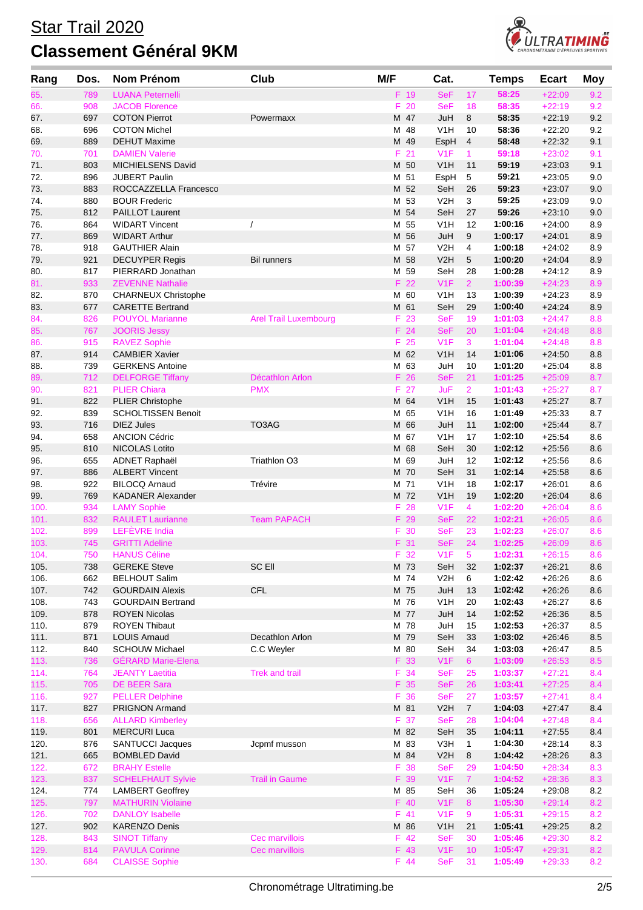# Star Trail 2020

## Classement Général 9KM

| Rang | Dos. | Nom Prénom | Club | M/F | | Cat. | | Temps | Ecart | Moy |
|---|---|---|---|---|---|---|---|---|---|---|
| 65. | 789 | LUANA Peternelli | | F | 19 | SeF | 17 | 58:25 | +22:09 | 9.2 |
| 66. | 908 | JACOB Florence | | F | 20 | SeF | 18 | 58:35 | +22:19 | 9.2 |
| 67. | 697 | COTON Pierrot | Powermaxx | M | 47 | JuH | 8 | 58:35 | +22:19 | 9.2 |
| 68. | 696 | COTON Michel | | M | 48 | V1H | 10 | 58:36 | +22:20 | 9.2 |
| 69. | 889 | DEHUT Maxime | | M | 49 | EspH | 4 | 58:48 | +22:32 | 9.1 |
| 70. | 701 | DAMIEN Valerie | | F | 21 | V1F | 1 | 59:18 | +23:02 | 9.1 |
| 71. | 803 | MICHIELSENS David | | M | 50 | V1H | 11 | 59:19 | +23:03 | 9.1 |
| 72. | 896 | JUBERT Paulin | | M | 51 | EspH | 5 | 59:21 | +23:05 | 9.0 |
| 73. | 883 | ROCCAZZELLA Francesco | | M | 52 | SeH | 26 | 59:23 | +23:07 | 9.0 |
| 74. | 880 | BOUR Frederic | | M | 53 | V2H | 3 | 59:25 | +23:09 | 9.0 |
| 75. | 812 | PAILLOT Laurent | | M | 54 | SeH | 27 | 59:26 | +23:10 | 9.0 |
| 76. | 864 | WIDART Vincent | / | M | 55 | V1H | 12 | 1:00:16 | +24:00 | 8.9 |
| 77. | 869 | WIDART Arthur | | M | 56 | JuH | 9 | 1:00:17 | +24:01 | 8.9 |
| 78. | 918 | GAUTHIER Alain | | M | 57 | V2H | 4 | 1:00:18 | +24:02 | 8.9 |
| 79. | 921 | DECUYPER Regis | Bil runners | M | 58 | V2H | 5 | 1:00:20 | +24:04 | 8.9 |
| 80. | 817 | PIERRARD Jonathan | | M | 59 | SeH | 28 | 1:00:28 | +24:12 | 8.9 |
| 81. | 933 | ZEVENNE Nathalie | | F | 22 | V1F | 2 | 1:00:39 | +24:23 | 8.9 |
| 82. | 870 | CHARNEUX Christophe | | M | 60 | V1H | 13 | 1:00:39 | +24:23 | 8.9 |
| 83. | 677 | CARETTE Bertrand | | M | 61 | SeH | 29 | 1:00:40 | +24:24 | 8.9 |
| 84. | 826 | POUYOL Marianne | Arel Trail Luxembourg | F | 23 | SeF | 19 | 1:01:03 | +24:47 | 8.8 |
| 85. | 767 | JOORIS Jessy | | F | 24 | SeF | 20 | 1:01:04 | +24:48 | 8.8 |
| 86. | 915 | RAVEZ Sophie | | F | 25 | V1F | 3 | 1:01:04 | +24:48 | 8.8 |
| 87. | 914 | CAMBIER Xavier | | M | 62 | V1H | 14 | 1:01:06 | +24:50 | 8.8 |
| 88. | 739 | GERKENS Antoine | | M | 63 | JuH | 10 | 1:01:20 | +25:04 | 8.8 |
| 89. | 712 | DELFORGE Tiffany | Décathlon Arlon | F | 26 | SeF | 21 | 1:01:25 | +25:09 | 8.7 |
| 90. | 821 | PLIER Chiara | PMX | F | 27 | JuF | 2 | 1:01:43 | +25:27 | 8.7 |
| 91. | 822 | PLIER Christophe | | M | 64 | V1H | 15 | 1:01:43 | +25:27 | 8.7 |
| 92. | 839 | SCHOLTISSEN Benoit | | M | 65 | V1H | 16 | 1:01:49 | +25:33 | 8.7 |
| 93. | 716 | DIEZ Jules | TO3AG | M | 66 | JuH | 11 | 1:02:00 | +25:44 | 8.7 |
| 94. | 658 | ANCION Cédric | | M | 67 | V1H | 17 | 1:02:10 | +25:54 | 8.6 |
| 95. | 810 | NICOLAS Lotito | | M | 68 | SeH | 30 | 1:02:12 | +25:56 | 8.6 |
| 96. | 655 | ADNET Raphaël | Triathlon O3 | M | 69 | JuH | 12 | 1:02:12 | +25:56 | 8.6 |
| 97. | 886 | ALBERT Vincent | | M | 70 | SeH | 31 | 1:02:14 | +25:58 | 8.6 |
| 98. | 922 | BILOCQ Arnaud | Trévire | M | 71 | V1H | 18 | 1:02:17 | +26:01 | 8.6 |
| 99. | 769 | KADANER Alexander | | M | 72 | V1H | 19 | 1:02:20 | +26:04 | 8.6 |
| 100. | 934 | LAMY Sophie | | F | 28 | V1F | 4 | 1:02:20 | +26:04 | 8.6 |
| 101. | 832 | RAULET Laurianne | Team PAPACH | F | 29 | SeF | 22 | 1:02:21 | +26:05 | 8.6 |
| 102. | 899 | LEFÈVRE India | | F | 30 | SeF | 23 | 1:02:23 | +26:07 | 8.6 |
| 103. | 745 | GRITTI Adeline | | F | 31 | SeF | 24 | 1:02:25 | +26:09 | 8.6 |
| 104. | 750 | HANUS Céline | | F | 32 | V1F | 5 | 1:02:31 | +26:15 | 8.6 |
| 105. | 738 | GEREKE Steve | SC Ell | M | 73 | SeH | 32 | 1:02:37 | +26:21 | 8.6 |
| 106. | 662 | BELHOUT Salim | | M | 74 | V2H | 6 | 1:02:42 | +26:26 | 8.6 |
| 107. | 742 | GOURDAIN Alexis | CFL | M | 75 | JuH | 13 | 1:02:42 | +26:26 | 8.6 |
| 108. | 743 | GOURDAIN Bertrand | | M | 76 | V1H | 20 | 1:02:43 | +26:27 | 8.6 |
| 109. | 878 | ROYEN Nicolas | | M | 77 | JuH | 14 | 1:02:52 | +26:36 | 8.5 |
| 110. | 879 | ROYEN Thibaut | | M | 78 | JuH | 15 | 1:02:53 | +26:37 | 8.5 |
| 111. | 871 | LOUIS Arnaud | Decathlon Arlon | M | 79 | SeH | 33 | 1:03:02 | +26:46 | 8.5 |
| 112. | 840 | SCHOUW Michael | C.C Weyler | M | 80 | SeH | 34 | 1:03:03 | +26:47 | 8.5 |
| 113. | 736 | GÉRARD Marie-Elena | | F | 33 | V1F | 6 | 1:03:09 | +26:53 | 8.5 |
| 114. | 764 | JEANTY Laetitia | Trek and trail | F | 34 | SeF | 25 | 1:03:37 | +27:21 | 8.4 |
| 115. | 705 | DE BEER Sara | | F | 35 | SeF | 26 | 1:03:41 | +27:25 | 8.4 |
| 116. | 927 | PELLER Delphine | | F | 36 | SeF | 27 | 1:03:57 | +27:41 | 8.4 |
| 117. | 827 | PRIGNON Armand | | M | 81 | V2H | 7 | 1:04:03 | +27:47 | 8.4 |
| 118. | 656 | ALLARD Kimberley | | F | 37 | SeF | 28 | 1:04:04 | +27:48 | 8.4 |
| 119. | 801 | MERCURI Luca | | M | 82 | SeH | 35 | 1:04:11 | +27:55 | 8.4 |
| 120. | 876 | SANTUCCI Jacques | Jcpmf musson | M | 83 | V3H | 1 | 1:04:30 | +28:14 | 8.3 |
| 121. | 665 | BOMBLED David | | M | 84 | V2H | 8 | 1:04:42 | +28:26 | 8.3 |
| 122. | 672 | BRAHY Estelle | | F | 38 | SeF | 29 | 1:04:50 | +28:34 | 8.3 |
| 123. | 837 | SCHELFHAUT Sylvie | Trail in Gaume | F | 39 | V1F | 7 | 1:04:52 | +28:36 | 8.3 |
| 124. | 774 | LAMBERT Geoffrey | | M | 85 | SeH | 36 | 1:05:24 | +29:08 | 8.2 |
| 125. | 797 | MATHURIN Violaine | | F | 40 | V1F | 8 | 1:05:30 | +29:14 | 8.2 |
| 126. | 702 | DANLOY Isabelle | | F | 41 | V1F | 9 | 1:05:31 | +29:15 | 8.2 |
| 127. | 902 | KARENZO Denis | | M | 86 | V1H | 21 | 1:05:41 | +29:25 | 8.2 |
| 128. | 843 | SINOT Tiffany | Cec marvillois | F | 42 | SeF | 30 | 1:05:46 | +29:30 | 8.2 |
| 129. | 814 | PAVULA Corinne | Cec marvillois | F | 43 | V1F | 10 | 1:05:47 | +29:31 | 8.2 |
| 130. | 684 | CLAISSE Sophie | | F | 44 | SeF | 31 | 1:05:49 | +29:33 | 8.2 |

Chronométrage Ultratiming.be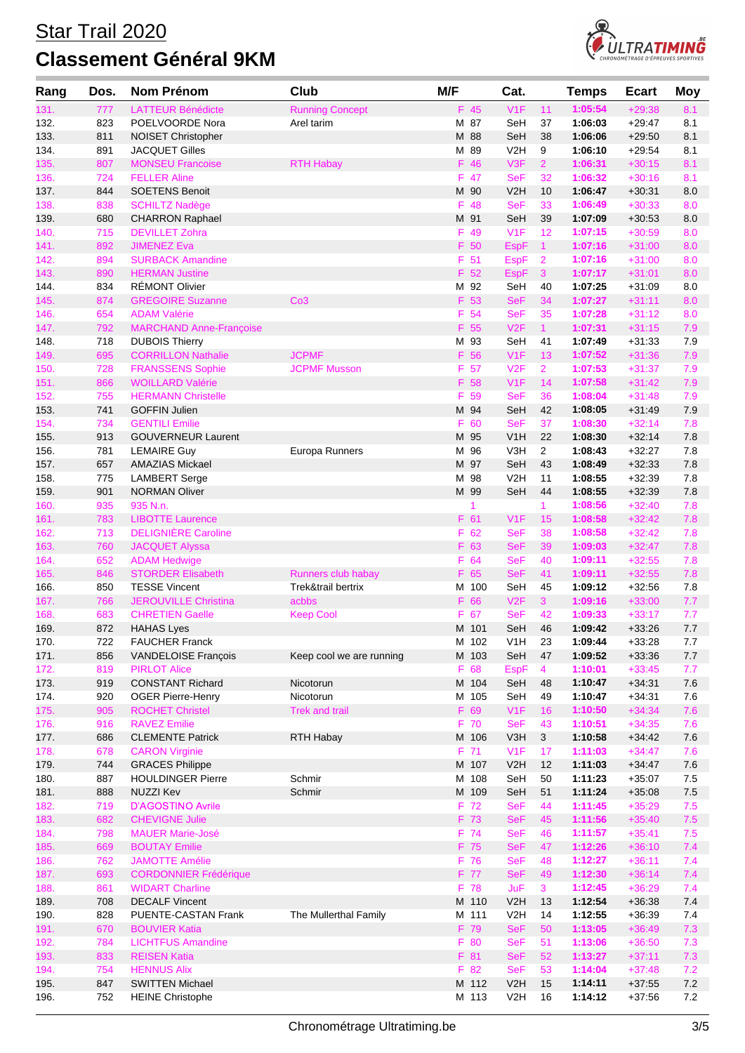# Star Trail 2020

## Classement Général 9KM

| Rang | Dos. | Nom Prénom | Club | M/F | | Cat. | | Temps | Ecart | Moy |
|---|---|---|---|---|---|---|---|---|---|---|
| 131. | 777 | LATTEUR Bénédicte | Running Concept | F | 45 | V1F | 11 | 1:05:54 | +29:38 | 8.1 |
| 132. | 823 | POELVOORDE Nora | Arel tarim | M | 87 | SeH | 37 | 1:06:03 | +29:47 | 8.1 |
| 133. | 811 | NOISET Christopher | | M | 88 | SeH | 38 | 1:06:06 | +29:50 | 8.1 |
| 134. | 891 | JACQUET Gilles | | M | 89 | V2H | 9 | 1:06:10 | +29:54 | 8.1 |
| 135. | 807 | MONSEU Francoise | RTH Habay | F | 46 | V3F | 2 | 1:06:31 | +30:15 | 8.1 |
| 136. | 724 | FELLER Aline | | F | 47 | SeF | 32 | 1:06:32 | +30:16 | 8.1 |
| 137. | 844 | SOETENS Benoit | | M | 90 | V2H | 10 | 1:06:47 | +30:31 | 8.0 |
| 138. | 838 | SCHILTZ Nadège | | F | 48 | SeF | 33 | 1:06:49 | +30:33 | 8.0 |
| 139. | 680 | CHARRON Raphael | | M | 91 | SeH | 39 | 1:07:09 | +30:53 | 8.0 |
| 140. | 715 | DEVILLET Zohra | | F | 49 | V1F | 12 | 1:07:15 | +30:59 | 8.0 |
| 141. | 892 | JIMENEZ Eva | | F | 50 | EspF | 1 | 1:07:16 | +31:00 | 8.0 |
| 142. | 894 | SURBACK Amandine | | F | 51 | EspF | 2 | 1:07:16 | +31:00 | 8.0 |
| 143. | 890 | HERMAN Justine | | F | 52 | EspF | 3 | 1:07:17 | +31:01 | 8.0 |
| 144. | 834 | RÉMONT Olivier | | M | 92 | SeH | 40 | 1:07:25 | +31:09 | 8.0 |
| 145. | 874 | GREGOIRE Suzanne | Co3 | F | 53 | SeF | 34 | 1:07:27 | +31:11 | 8.0 |
| 146. | 654 | ADAM Valérie | | F | 54 | SeF | 35 | 1:07:28 | +31:12 | 8.0 |
| 147. | 792 | MARCHAND Anne-Françoise | | F | 55 | V2F | 1 | 1:07:31 | +31:15 | 7.9 |
| 148. | 718 | DUBOIS Thierry | | M | 93 | SeH | 41 | 1:07:49 | +31:33 | 7.9 |
| 149. | 695 | CORRILLON Nathalie | JCPMF | F | 56 | V1F | 13 | 1:07:52 | +31:36 | 7.9 |
| 150. | 728 | FRANSSENS Sophie | JCPMF Musson | F | 57 | V2F | 2 | 1:07:53 | +31:37 | 7.9 |
| 151. | 866 | WOILLARD Valérie | | F | 58 | V1F | 14 | 1:07:58 | +31:42 | 7.9 |
| 152. | 755 | HERMANN Christelle | | F | 59 | SeF | 36 | 1:08:04 | +31:48 | 7.9 |
| 153. | 741 | GOFFIN Julien | | M | 94 | SeH | 42 | 1:08:05 | +31:49 | 7.9 |
| 154. | 734 | GENTILI Emilie | | F | 60 | SeF | 37 | 1:08:30 | +32:14 | 7.8 |
| 155. | 913 | GOUVERNEUR Laurent | | M | 95 | V1H | 22 | 1:08:30 | +32:14 | 7.8 |
| 156. | 781 | LEMAIRE Guy | Europa Runners | M | 96 | V3H | 2 | 1:08:43 | +32:27 | 7.8 |
| 157. | 657 | AMAZIAS Mickael | | M | 97 | SeH | 43 | 1:08:49 | +32:33 | 7.8 |
| 158. | 775 | LAMBERT Serge | | M | 98 | V2H | 11 | 1:08:55 | +32:39 | 7.8 |
| 159. | 901 | NORMAN Oliver | | M | 99 | SeH | 44 | 1:08:55 | +32:39 | 7.8 |
| 160. | 935 | 935 N.n. | | | 1 | | 1 | 1:08:56 | +32:40 | 7.8 |
| 161. | 783 | LIBOTTE Laurence | | F | 61 | V1F | 15 | 1:08:58 | +32:42 | 7.8 |
| 162. | 713 | DELIGNIÈRE Caroline | | F | 62 | SeF | 38 | 1:08:58 | +32:42 | 7.8 |
| 163. | 760 | JACQUET Alyssa | | F | 63 | SeF | 39 | 1:09:03 | +32:47 | 7.8 |
| 164. | 652 | ADAM Hedwige | | F | 64 | SeF | 40 | 1:09:11 | +32:55 | 7.8 |
| 165. | 846 | STORDER Elisabeth | Runners club habay | F | 65 | SeF | 41 | 1:09:11 | +32:55 | 7.8 |
| 166. | 850 | TESSE Vincent | Trek&trail bertrix | M | 100 | SeH | 45 | 1:09:12 | +32:56 | 7.8 |
| 167. | 766 | JEROUVILLE Christina | acbbs | F | 66 | V2F | 3 | 1:09:16 | +33:00 | 7.7 |
| 168. | 683 | CHRETIEN Gaelle | Keep Cool | F | 67 | SeF | 42 | 1:09:33 | +33:17 | 7.7 |
| 169. | 872 | HAHAS Lyes | | M | 101 | SeH | 46 | 1:09:42 | +33:26 | 7.7 |
| 170. | 722 | FAUCHER Franck | | M | 102 | V1H | 23 | 1:09:44 | +33:28 | 7.7 |
| 171. | 856 | VANDELOISE François | Keep cool we are running | M | 103 | SeH | 47 | 1:09:52 | +33:36 | 7.7 |
| 172. | 819 | PIRLOT Alice | | F | 68 | EspF | 4 | 1:10:01 | +33:45 | 7.7 |
| 173. | 919 | CONSTANT Richard | Nicotorun | M | 104 | SeH | 48 | 1:10:47 | +34:31 | 7.6 |
| 174. | 920 | OGER Pierre-Henry | Nicotorun | M | 105 | SeH | 49 | 1:10:47 | +34:31 | 7.6 |
| 175. | 905 | ROCHET Christel | Trek and trail | F | 69 | V1F | 16 | 1:10:50 | +34:34 | 7.6 |
| 176. | 916 | RAVEZ Emilie | | F | 70 | SeF | 43 | 1:10:51 | +34:35 | 7.6 |
| 177. | 686 | CLEMENTE Patrick | RTH Habay | M | 106 | V3H | 3 | 1:10:58 | +34:42 | 7.6 |
| 178. | 678 | CARON Virginie | | F | 71 | V1F | 17 | 1:11:03 | +34:47 | 7.6 |
| 179. | 744 | GRACES Philippe | | M | 107 | V2H | 12 | 1:11:03 | +34:47 | 7.6 |
| 180. | 887 | HOULDINGER Pierre | Schmir | M | 108 | SeH | 50 | 1:11:23 | +35:07 | 7.5 |
| 181. | 888 | NUZZI Kev | Schmir | M | 109 | SeH | 51 | 1:11:24 | +35:08 | 7.5 |
| 182. | 719 | D'AGOSTINO Avrile | | F | 72 | SeF | 44 | 1:11:45 | +35:29 | 7.5 |
| 183. | 682 | CHEVIGNE Julie | | F | 73 | SeF | 45 | 1:11:56 | +35:40 | 7.5 |
| 184. | 798 | MAUER Marie-José | | F | 74 | SeF | 46 | 1:11:57 | +35:41 | 7.5 |
| 185. | 669 | BOUTAY Emilie | | F | 75 | SeF | 47 | 1:12:26 | +36:10 | 7.4 |
| 186. | 762 | JAMOTTE Amélie | | F | 76 | SeF | 48 | 1:12:27 | +36:11 | 7.4 |
| 187. | 693 | CORDONNIER Frédérique | | F | 77 | SeF | 49 | 1:12:30 | +36:14 | 7.4 |
| 188. | 861 | WIDART Charline | | F | 78 | JuF | 3 | 1:12:45 | +36:29 | 7.4 |
| 189. | 708 | DECALF Vincent | | M | 110 | V2H | 13 | 1:12:54 | +36:38 | 7.4 |
| 190. | 828 | PUENTE-CASTAN Frank | The Mullerthal Family | M | 111 | V2H | 14 | 1:12:55 | +36:39 | 7.4 |
| 191. | 670 | BOUVIER Katia | | F | 79 | SeF | 50 | 1:13:05 | +36:49 | 7.3 |
| 192. | 784 | LICHTFUS Amandine | | F | 80 | SeF | 51 | 1:13:06 | +36:50 | 7.3 |
| 193. | 833 | REISEN Katia | | F | 81 | SeF | 52 | 1:13:27 | +37:11 | 7.3 |
| 194. | 754 | HENNUS Alix | | F | 82 | SeF | 53 | 1:14:04 | +37:48 | 7.2 |
| 195. | 847 | SWITTEN Michael | | M | 112 | V2H | 15 | 1:14:11 | +37:55 | 7.2 |
| 196. | 752 | HEINE Christophe | | M | 113 | V2H | 16 | 1:14:12 | +37:56 | 7.2 |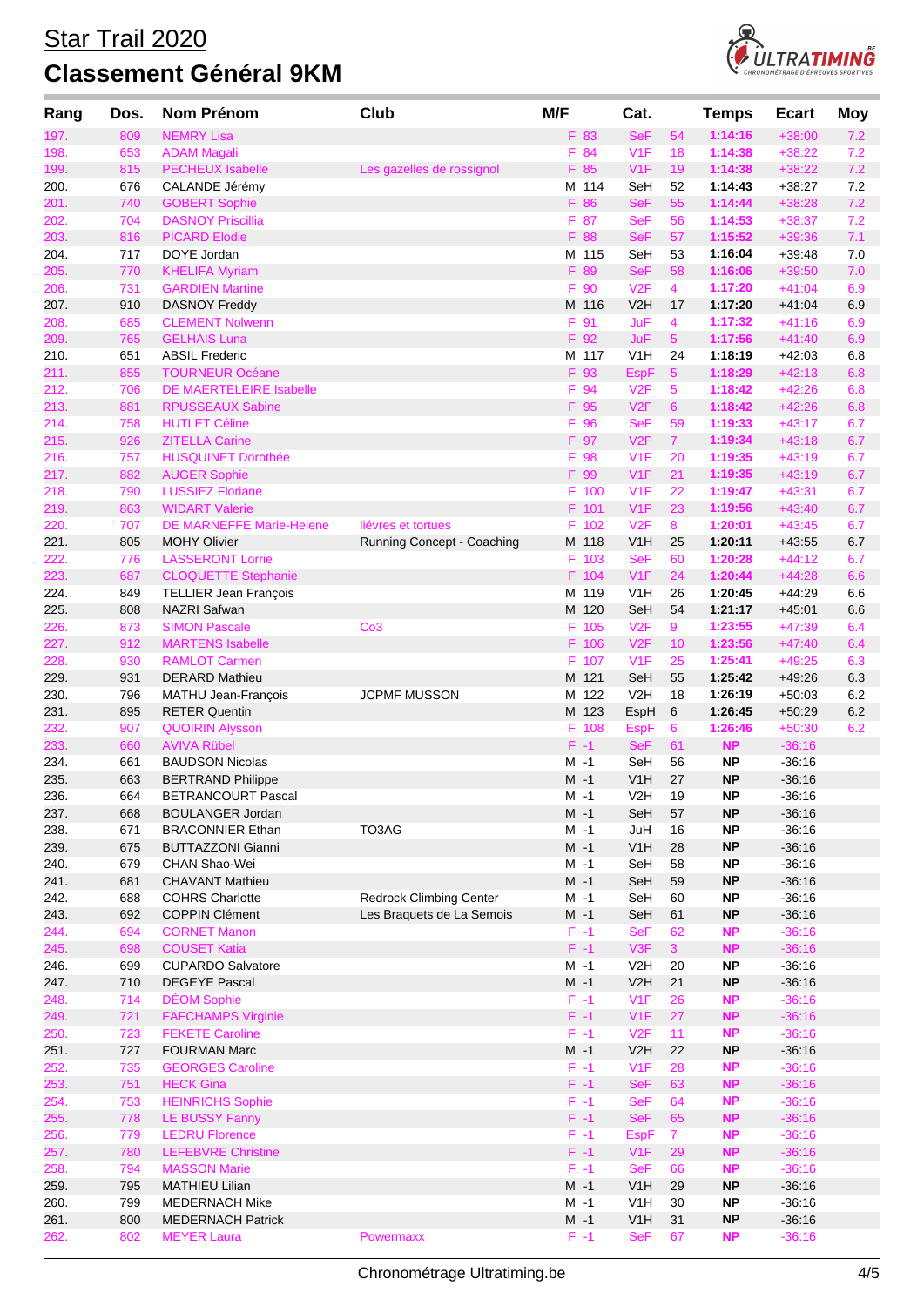# Star Trail 2020

## Classement Général 9KM

| Rang | Dos. | Nom Prénom | Club | M/F | | Cat. | | Temps | Ecart | Moy |
|---|---|---|---|---|---|---|---|---|---|---|
| 197. | 809 | NEMRY Lisa | | F | 83 | SeF | 54 | 1:14:16 | +38:00 | 7.2 |
| 198. | 653 | ADAM Magali | | F | 84 | V1F | 18 | 1:14:38 | +38:22 | 7.2 |
| 199. | 815 | PECHEUX Isabelle | Les gazelles de rossignol | F | 85 | V1F | 19 | 1:14:38 | +38:22 | 7.2 |
| 200. | 676 | CALANDE Jérémy | | M | 114 | SeH | 52 | 1:14:43 | +38:27 | 7.2 |
| 201. | 740 | GOBERT Sophie | | F | 86 | SeF | 55 | 1:14:44 | +38:28 | 7.2 |
| 202. | 704 | DASNOY Priscillia | | F | 87 | SeF | 56 | 1:14:53 | +38:37 | 7.2 |
| 203. | 816 | PICARD Elodie | | F | 88 | SeF | 57 | 1:15:52 | +39:36 | 7.1 |
| 204. | 717 | DOYE Jordan | | M | 115 | SeH | 53 | 1:16:04 | +39:48 | 7.0 |
| 205. | 770 | KHELIFA Myriam | | F | 89 | SeF | 58 | 1:16:06 | +39:50 | 7.0 |
| 206. | 731 | GARDIEN Martine | | F | 90 | V2F | 4 | 1:17:20 | +41:04 | 6.9 |
| 207. | 910 | DASNOY Freddy | | M | 116 | V2H | 17 | 1:17:20 | +41:04 | 6.9 |
| 208. | 685 | CLEMENT Nolwenn | | F | 91 | JuF | 4 | 1:17:32 | +41:16 | 6.9 |
| 209. | 765 | GELHAIS Luna | | F | 92 | JuF | 5 | 1:17:56 | +41:40 | 6.9 |
| 210. | 651 | ABSIL Frederic | | M | 117 | V1H | 24 | 1:18:19 | +42:03 | 6.8 |
| 211. | 855 | TOURNEUR Océane | | F | 93 | EspF | 5 | 1:18:29 | +42:13 | 6.8 |
| 212. | 706 | DE MAERTELEIRE Isabelle | | F | 94 | V2F | 5 | 1:18:42 | +42:26 | 6.8 |
| 213. | 881 | RPUSSEAUX Sabine | | F | 95 | V2F | 6 | 1:18:42 | +42:26 | 6.8 |
| 214. | 758 | HUTLET Céline | | F | 96 | SeF | 59 | 1:19:33 | +43:17 | 6.7 |
| 215. | 926 | ZITELLA Carine | | F | 97 | V2F | 7 | 1:19:34 | +43:18 | 6.7 |
| 216. | 757 | HUSQUINET Dorothée | | F | 98 | V1F | 20 | 1:19:35 | +43:19 | 6.7 |
| 217. | 882 | AUGER Sophie | | F | 99 | V1F | 21 | 1:19:35 | +43:19 | 6.7 |
| 218. | 790 | LUSSIEZ Floriane | | F | 100 | V1F | 22 | 1:19:47 | +43:31 | 6.7 |
| 219. | 863 | WIDART Valerie | | F | 101 | V1F | 23 | 1:19:56 | +43:40 | 6.7 |
| 220. | 707 | DE MARNEFFE Marie-Helene | liévres et tortues | F | 102 | V2F | 8 | 1:20:01 | +43:45 | 6.7 |
| 221. | 805 | MOHY Olivier | Running Concept - Coaching | M | 118 | V1H | 25 | 1:20:11 | +43:55 | 6.7 |
| 222. | 776 | LASSERONT Lorrie | | F | 103 | SeF | 60 | 1:20:28 | +44:12 | 6.7 |
| 223. | 687 | CLOQUETTE Stephanie | | F | 104 | V1F | 24 | 1:20:44 | +44:28 | 6.6 |
| 224. | 849 | TELLIER Jean François | | M | 119 | V1H | 26 | 1:20:45 | +44:29 | 6.6 |
| 225. | 808 | NAZRI Safwan | | M | 120 | SeH | 54 | 1:21:17 | +45:01 | 6.6 |
| 226. | 873 | SIMON Pascale | Co3 | F | 105 | V2F | 9 | 1:23:55 | +47:39 | 6.4 |
| 227. | 912 | MARTENS Isabelle | | F | 106 | V2F | 10 | 1:23:56 | +47:40 | 6.4 |
| 228. | 930 | RAMLOT Carmen | | F | 107 | V1F | 25 | 1:25:41 | +49:25 | 6.3 |
| 229. | 931 | DERARD Mathieu | | M | 121 | SeH | 55 | 1:25:42 | +49:26 | 6.3 |
| 230. | 796 | MATHU Jean-François | JCPMF MUSSON | M | 122 | V2H | 18 | 1:26:19 | +50:03 | 6.2 |
| 231. | 895 | RETER Quentin | | M | 123 | EspH | 6 | 1:26:45 | +50:29 | 6.2 |
| 232. | 907 | QUOIRIN Alysson | | F | 108 | EspF | 6 | 1:26:46 | +50:30 | 6.2 |
| 233. | 660 | AVIVA Rübel | | F | -1 | SeF | 61 | NP | -36:16 | |
| 234. | 661 | BAUDSON Nicolas | | M | -1 | SeH | 56 | NP | -36:16 | |
| 235. | 663 | BERTRAND Philippe | | M | -1 | V1H | 27 | NP | -36:16 | |
| 236. | 664 | BETRANCOURT Pascal | | M | -1 | V2H | 19 | NP | -36:16 | |
| 237. | 668 | BOULANGER Jordan | | M | -1 | SeH | 57 | NP | -36:16 | |
| 238. | 671 | BRACONNIER Ethan | TO3AG | M | -1 | JuH | 16 | NP | -36:16 | |
| 239. | 675 | BUTTAZZONI Gianni | | M | -1 | V1H | 28 | NP | -36:16 | |
| 240. | 679 | CHAN Shao-Wei | | M | -1 | SeH | 58 | NP | -36:16 | |
| 241. | 681 | CHAVANT Mathieu | | M | -1 | SeH | 59 | NP | -36:16 | |
| 242. | 688 | COHRS Charlotte | Redrock Climbing Center | M | -1 | SeH | 60 | NP | -36:16 | |
| 243. | 692 | COPPIN Clément | Les Braquets de La Semois | M | -1 | SeH | 61 | NP | -36:16 | |
| 244. | 694 | CORNET Manon | | F | -1 | SeF | 62 | NP | -36:16 | |
| 245. | 698 | COUSET Katia | | F | -1 | V3F | 3 | NP | -36:16 | |
| 246. | 699 | CUPARDO Salvatore | | M | -1 | V2H | 20 | NP | -36:16 | |
| 247. | 710 | DEGEYE Pascal | | M | -1 | V2H | 21 | NP | -36:16 | |
| 248. | 714 | DÉOM Sophie | | F | -1 | V1F | 26 | NP | -36:16 | |
| 249. | 721 | FAFCHAMPS Virginie | | F | -1 | V1F | 27 | NP | -36:16 | |
| 250. | 723 | FEKETE Caroline | | F | -1 | V2F | 11 | NP | -36:16 | |
| 251. | 727 | FOURMAN Marc | | M | -1 | V2H | 22 | NP | -36:16 | |
| 252. | 735 | GEORGES Caroline | | F | -1 | V1F | 28 | NP | -36:16 | |
| 253. | 751 | HECK Gina | | F | -1 | SeF | 63 | NP | -36:16 | |
| 254. | 753 | HEINRICHS Sophie | | F | -1 | SeF | 64 | NP | -36:16 | |
| 255. | 778 | LE BUSSY Fanny | | F | -1 | SeF | 65 | NP | -36:16 | |
| 256. | 779 | LEDRU Florence | | F | -1 | EspF | 7 | NP | -36:16 | |
| 257. | 780 | LEFEBVRE Christine | | F | -1 | V1F | 29 | NP | -36:16 | |
| 258. | 794 | MASSON Marie | | F | -1 | SeF | 66 | NP | -36:16 | |
| 259. | 795 | MATHIEU Lilian | | M | -1 | V1H | 29 | NP | -36:16 | |
| 260. | 799 | MEDERNACH Mike | | M | -1 | V1H | 30 | NP | -36:16 | |
| 261. | 800 | MEDERNACH Patrick | | M | -1 | V1H | 31 | NP | -36:16 | |
| 262. | 802 | MEYER Laura | Powermaxx | F | -1 | SeF | 67 | NP | -36:16 | |

Chronométrage Ultratiming.be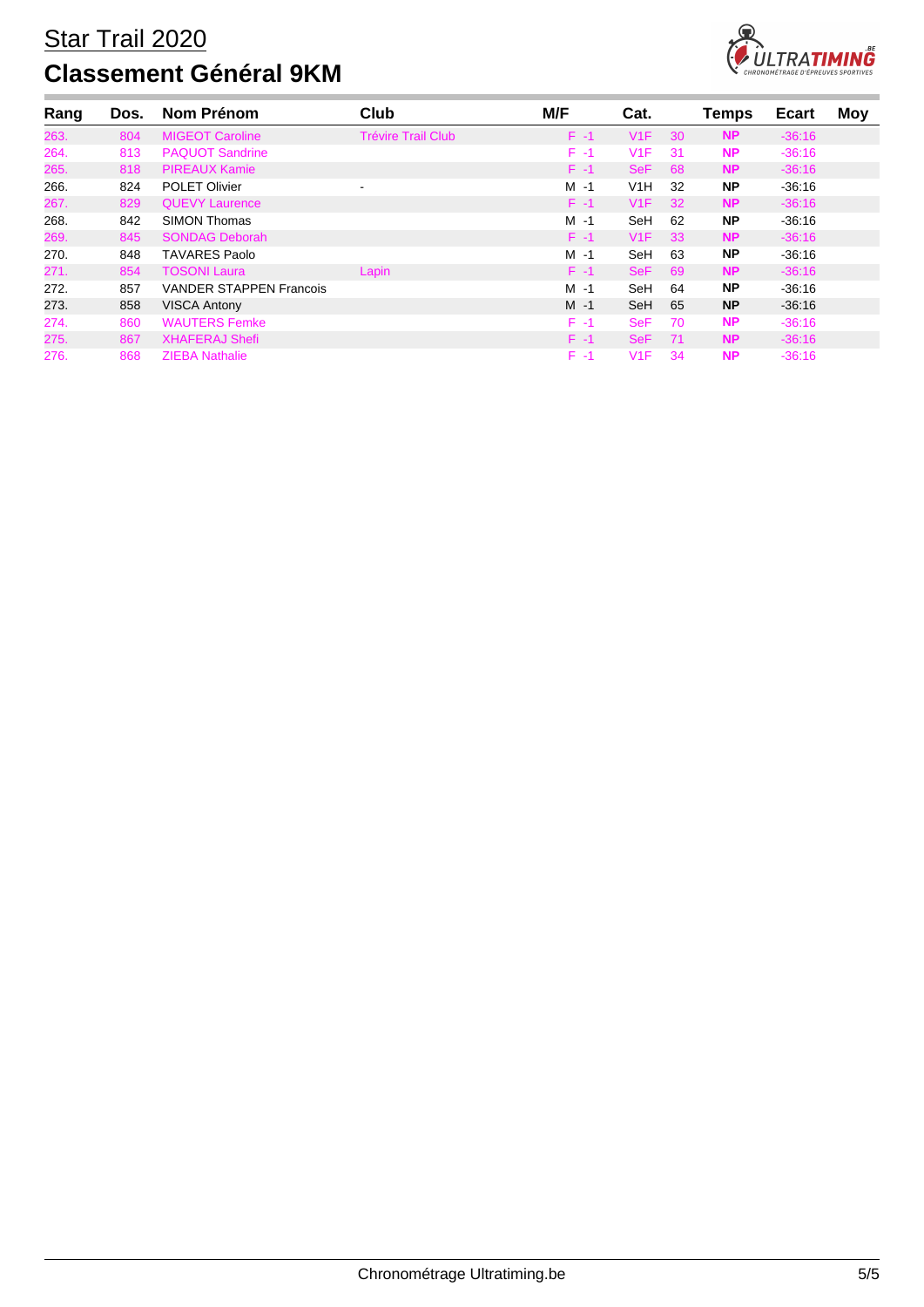# Star Trail 2020

## Classement Général 9KM

| Rang | Dos. | Nom Prénom | Club | M/F | | Cat. | | Temps | Ecart | Moy |
|---|---|---|---|---|---|---|---|---|---|---|
| 263. | 804 | MIGEOT Caroline | Trévire Trail Club | F | -1 | V1F | 30 | **NP** | -36:16 | |
| 264. | 813 | PAQUOT Sandrine | | F | -1 | V1F | 31 | **NP** | -36:16 | |
| 265. | 818 | PIREAUX Kamie | | F | -1 | SeF | 68 | **NP** | -36:16 | |
| 266. | 824 | POLET Olivier | - | M | -1 | V1H | 32 | **NP** | -36:16 | |
| 267. | 829 | QUEVY Laurence | | F | -1 | V1F | 32 | **NP** | -36:16 | |
| 268. | 842 | SIMON Thomas | | M | -1 | SeH | 62 | **NP** | -36:16 | |
| 269. | 845 | SONDAG Deborah | | F | -1 | V1F | 33 | **NP** | -36:16 | |
| 270. | 848 | TAVARES Paolo | | M | -1 | SeH | 63 | **NP** | -36:16 | |
| 271. | 854 | TOSONI Laura | Lapin | F | -1 | SeF | 69 | **NP** | -36:16 | |
| 272. | 857 | VANDER STAPPEN Francois | | M | -1 | SeH | 64 | **NP** | -36:16 | |
| 273. | 858 | VISCA Antony | | M | -1 | SeH | 65 | **NP** | -36:16 | |
| 274. | 860 | WAUTERS Femke | | F | -1 | SeF | 70 | **NP** | -36:16 | |
| 275. | 867 | XHAFERAJ Shefi | | F | -1 | SeF | 71 | **NP** | -36:16 | |
| 276. | 868 | ZIEBA Nathalie | | F | -1 | V1F | 34 | **NP** | -36:16 | |

Chronométrage Ultratiming.be